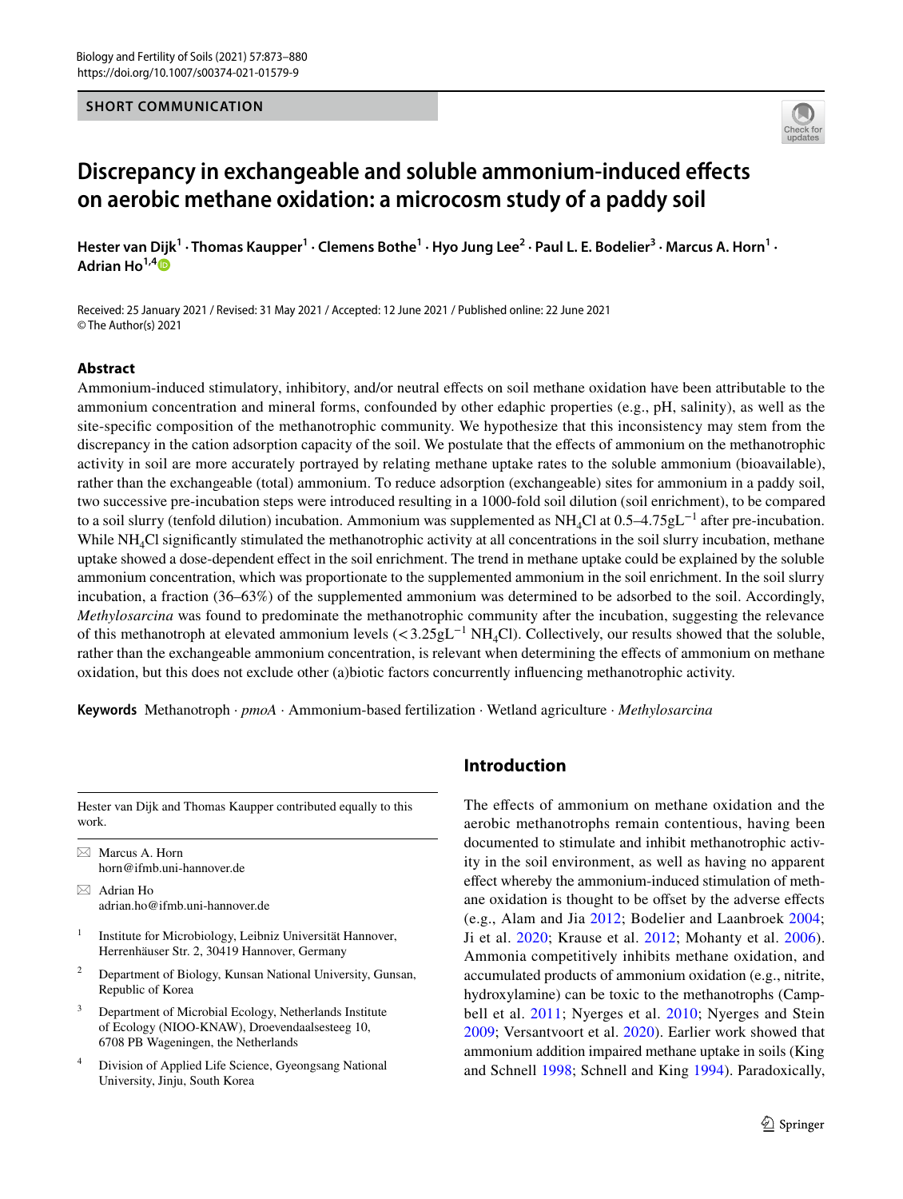SHORT COMMUNICATION

# Discrepancy in exchangeable and soluble ammonium-induced effects on aerobic methane oxidation: a microcosm study of a paddy soil

**Hester van Dijk[1] · Thomas Kaupper[1] · Clemens Bothe[1] · Hyo Jung Lee[2] · Paul L. E. Bodelier[3] · Marcus A. Horn[1] · Adrian Ho[1,4]**

Received: 25 January 2021 / Revised: 31 May 2021 / Accepted: 12 June 2021 / Published online: 22 June 2021
© The Author(s) 2021

## Abstract

Ammonium-induced stimulatory, inhibitory, and/or neutral effects on soil methane oxidation have been attributable to the ammonium concentration and mineral forms, confounded by other edaphic properties (e.g., pH, salinity), as well as the site-specific composition of the methanotrophic community. We hypothesize that this inconsistency may stem from the discrepancy in the cation adsorption capacity of the soil. We postulate that the effects of ammonium on the methanotrophic activity in soil are more accurately portrayed by relating methane uptake rates to the soluble ammonium (bioavailable), rather than the exchangeable (total) ammonium. To reduce adsorption (exchangeable) sites for ammonium in a paddy soil, two successive pre-incubation steps were introduced resulting in a 1000-fold soil dilution (soil enrichment), to be compared to a soil slurry (tenfold dilution) incubation. Ammonium was supplemented as $NH_4Cl$ at 0.5–4.75gL$^{-1}$ after pre-incubation. While $NH_4Cl$ significantly stimulated the methanotrophic activity at all concentrations in the soil slurry incubation, methane uptake showed a dose-dependent effect in the soil enrichment. The trend in methane uptake could be explained by the soluble ammonium concentration, which was proportionate to the supplemented ammonium in the soil enrichment. In the soil slurry incubation, a fraction (36–63%) of the supplemented ammonium was determined to be adsorbed to the soil. Accordingly, *Methylosarcina* was found to predominate the methanotrophic community after the incubation, suggesting the relevance of this methanotroph at elevated ammonium levels (<3.25gL$^{-1}$ $NH_4Cl$). Collectively, our results showed that the soluble, rather than the exchangeable ammonium concentration, is relevant when determining the effects of ammonium on methane oxidation, but this does not exclude other (a)biotic factors concurrently influencing methanotrophic activity.

**Keywords** Methanotroph · *pmoA* · Ammonium-based fertilization · Wetland agriculture · *Methylosarcina*

## Introduction

The effects of ammonium on methane oxidation and the aerobic methanotrophs remain contentious, having been documented to stimulate and inhibit methanotrophic activity in the soil environment, as well as having no apparent effect whereby the ammonium-induced stimulation of methane oxidation is thought to be offset by the adverse effects (e.g., Alam and Jia 2012; Bodelier and Laanbroek 2004; Ji et al. 2020; Krause et al. 2012; Mohanty et al. 2006). Ammonia competitively inhibits methane oxidation, and accumulated products of ammonium oxidation (e.g., nitrite, hydroxylamine) can be toxic to the methanotrophs (Campbell et al. 2011; Nyerges et al. 2010; Nyerges and Stein 2009; Versantvoort et al. 2020). Earlier work showed that ammonium addition impaired methane uptake in soils (King and Schnell 1998; Schnell and King 1994). Paradoxically,

---

Hester van Dijk and Thomas Kaupper contributed equally to this work.

✉ Marcus A. Horn
horn@ifmb.uni-hannover.de

✉ Adrian Ho
adrian.ho@ifmb.uni-hannover.de

[1] Institute for Microbiology, Leibniz Universität Hannover, Herrenhäuser Str. 2, 30419 Hannover, Germany

[2] Department of Biology, Kunsan National University, Gunsan, Republic of Korea

[3] Department of Microbial Ecology, Netherlands Institute of Ecology (NIOO-KNAW), Droevendaalsesteeg 10, 6708 PB Wageningen, the Netherlands

[4] Division of Applied Life Science, Gyeongsang National University, Jinju, South Korea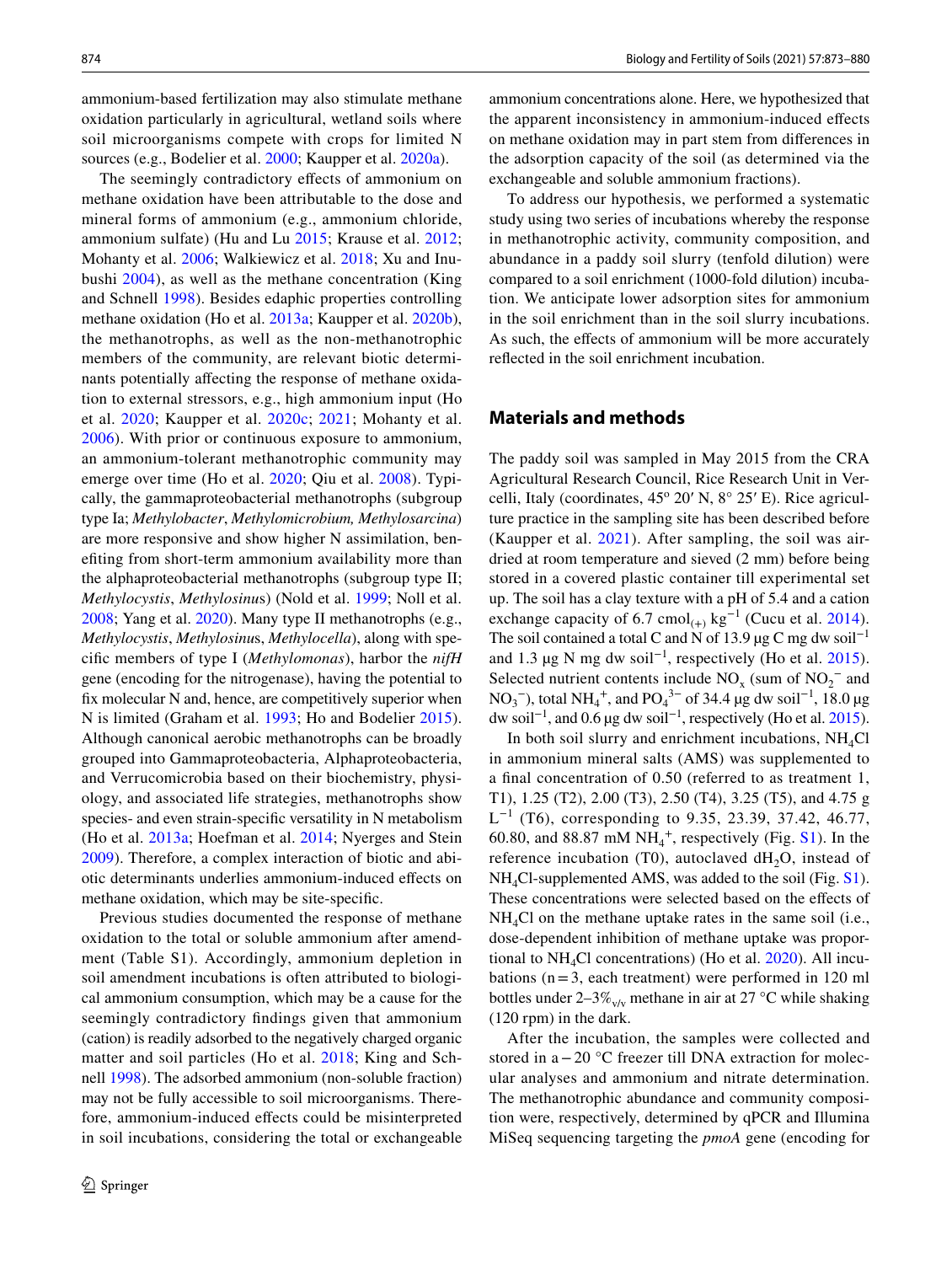ammonium-based fertilization may also stimulate methane oxidation particularly in agricultural, wetland soils where soil microorganisms compete with crops for limited N sources (e.g., Bodelier et al. 2000; Kaupper et al. 2020a).

The seemingly contradictory effects of ammonium on methane oxidation have been attributable to the dose and mineral forms of ammonium (e.g., ammonium chloride, ammonium sulfate) (Hu and Lu 2015; Krause et al. 2012; Mohanty et al. 2006; Walkiewicz et al. 2018; Xu and Inubushi 2004), as well as the methane concentration (King and Schnell 1998). Besides edaphic properties controlling methane oxidation (Ho et al. 2013a; Kaupper et al. 2020b), the methanotrophs, as well as the non-methanotrophic members of the community, are relevant biotic determinants potentially affecting the response of methane oxidation to external stressors, e.g., high ammonium input (Ho et al. 2020; Kaupper et al. 2020c; 2021; Mohanty et al. 2006). With prior or continuous exposure to ammonium, an ammonium-tolerant methanotrophic community may emerge over time (Ho et al. 2020; Qiu et al. 2008). Typically, the gammaproteobacterial methanotrophs (subgroup type Ia; *Methylobacter*, *Methylomicrobium, Methylosarcina*) are more responsive and show higher N assimilation, benefiting from short-term ammonium availability more than the alphaproteobacterial methanotrophs (subgroup type II; *Methylocystis*, *Methylosinus*) (Nold et al. 1999; Noll et al. 2008; Yang et al. 2020). Many type II methanotrophs (e.g., *Methylocystis*, *Methylosinu*s, *Methylocella*), along with specific members of type I (*Methylomonas*), harbor the *nifH* gene (encoding for the nitrogenase), having the potential to fix molecular N and, hence, are competitively superior when N is limited (Graham et al. 1993; Ho and Bodelier 2015). Although canonical aerobic methanotrophs can be broadly grouped into Gammaproteobacteria, Alphaproteobacteria, and Verrucomicrobia based on their biochemistry, physiology, and associated life strategies, methanotrophs show species- and even strain-specific versatility in N metabolism (Ho et al. 2013a; Hoefman et al. 2014; Nyerges and Stein 2009). Therefore, a complex interaction of biotic and abiotic determinants underlies ammonium-induced effects on methane oxidation, which may be site-specific.

Previous studies documented the response of methane oxidation to the total or soluble ammonium after amendment (Table S1). Accordingly, ammonium depletion in soil amendment incubations is often attributed to biological ammonium consumption, which may be a cause for the seemingly contradictory findings given that ammonium (cation) is readily adsorbed to the negatively charged organic matter and soil particles (Ho et al. 2018; King and Schnell 1998). The adsorbed ammonium (non-soluble fraction) may not be fully accessible to soil microorganisms. Therefore, ammonium-induced effects could be misinterpreted in soil incubations, considering the total or exchangeable ammonium concentrations alone. Here, we hypothesized that the apparent inconsistency in ammonium-induced effects on methane oxidation may in part stem from differences in the adsorption capacity of the soil (as determined via the exchangeable and soluble ammonium fractions).

To address our hypothesis, we performed a systematic study using two series of incubations whereby the response in methanotrophic activity, community composition, and abundance in a paddy soil slurry (tenfold dilution) were compared to a soil enrichment (1000-fold dilution) incubation. We anticipate lower adsorption sites for ammonium in the soil enrichment than in the soil slurry incubations. As such, the effects of ammonium will be more accurately reflected in the soil enrichment incubation.

## Materials and methods

The paddy soil was sampled in May 2015 from the CRA Agricultural Research Council, Rice Research Unit in Vercelli, Italy (coordinates, 45º 20′ N, 8° 25′ E). Rice agriculture practice in the sampling site has been described before (Kaupper et al. 2021). After sampling, the soil was air-dried at room temperature and sieved (2 mm) before being stored in a covered plastic container till experimental set up. The soil has a clay texture with a pH of 5.4 and a cation exchange capacity of 6.7 $cmol_{(+)}\ kg^{-1}$ (Cucu et al. 2014). The soil contained a total C and N of 13.9 µg C mg dw $soil^{-1}$ and 1.3 µg N mg dw $soil^{-1}$, respectively (Ho et al. 2015). Selected nutrient contents include $NO_x$ (sum of $NO_2^-$ and $NO_3^-$), total $NH_4^+$, and $PO_4^{3-}$ of 34.4 µg dw $soil^{-1}$, 18.0 µg dw $soil^{-1}$, and 0.6 µg dw $soil^{-1}$, respectively (Ho et al. 2015).

In both soil slurry and enrichment incubations, $NH_4Cl$ in ammonium mineral salts (AMS) was supplemented to a final concentration of 0.50 (referred to as treatment 1, T1), 1.25 (T2), 2.00 (T3), 2.50 (T4), 3.25 (T5), and 4.75 g $L^{-1}$ (T6), corresponding to 9.35, 23.39, 37.42, 46.77, 60.80, and 88.87 mM $NH_4^+$, respectively (Fig. S1). In the reference incubation (T0), autoclaved $dH_2O$, instead of $NH_4Cl$-supplemented AMS, was added to the soil (Fig. S1). These concentrations were selected based on the effects of $NH_4Cl$ on the methane uptake rates in the same soil (i.e., dose-dependent inhibition of methane uptake was proportional to $NH_4Cl$ concentrations) (Ho et al. 2020). All incubations (n = 3, each treatment) were performed in 120 ml bottles under 2–3$\%_{v/v}$ methane in air at 27 °C while shaking (120 rpm) in the dark.

After the incubation, the samples were collected and stored in a −20 °C freezer till DNA extraction for molecular analyses and ammonium and nitrate determination. The methanotrophic abundance and community composition were, respectively, determined by qPCR and Illumina MiSeq sequencing targeting the *pmoA* gene (encoding for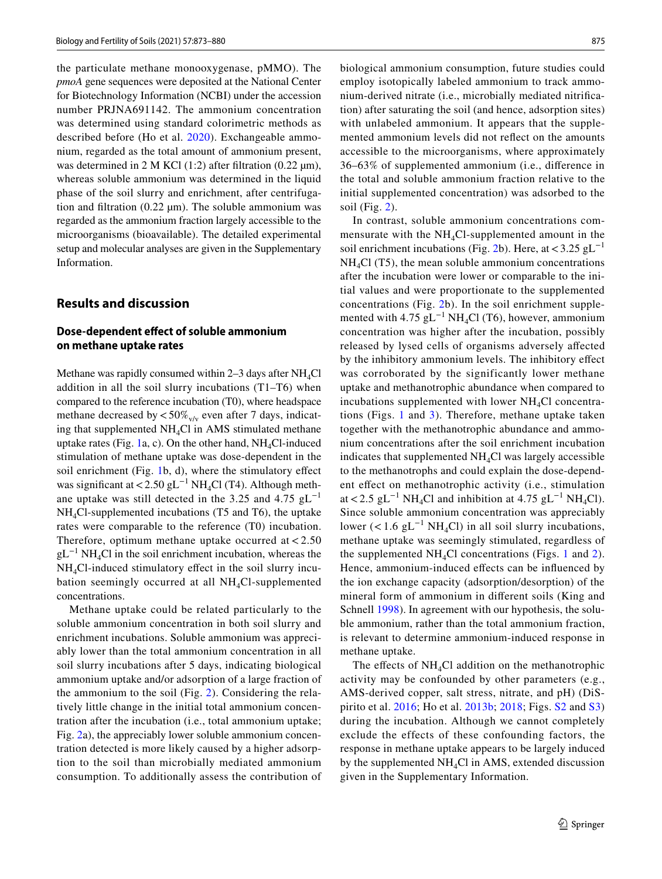the particulate methane monooxygenase, pMMO). The *pmoA* gene sequences were deposited at the National Center for Biotechnology Information (NCBI) under the accession number PRJNA691142. The ammonium concentration was determined using standard colorimetric methods as described before (Ho et al. 2020). Exchangeable ammonium, regarded as the total amount of ammonium present, was determined in 2 M KCl (1:2) after filtration (0.22 µm), whereas soluble ammonium was determined in the liquid phase of the soil slurry and enrichment, after centrifugation and filtration (0.22 µm). The soluble ammonium was regarded as the ammonium fraction largely accessible to the microorganisms (bioavailable). The detailed experimental setup and molecular analyses are given in the Supplementary Information.

## Results and discussion

### Dose-dependent effect of soluble ammonium on methane uptake rates

Methane was rapidly consumed within 2–3 days after $NH_4Cl$ addition in all the soil slurry incubations (T1–T6) when compared to the reference incubation (T0), where headspace methane decreased by $< 50\%_{v/v}$ even after 7 days, indicating that supplemented $NH_4Cl$ in AMS stimulated methane uptake rates (Fig. 1a, c). On the other hand, $NH_4Cl$-induced stimulation of methane uptake was dose-dependent in the soil enrichment (Fig. 1b, d), where the stimulatory effect was significant at $< 2.50$ $gL^{-1}$ $NH_4Cl$ (T4). Although methane uptake was still detected in the 3.25 and 4.75 $gL^{-1}$ $NH_4Cl$-supplemented incubations (T5 and T6), the uptake rates were comparable to the reference (T0) incubation. Therefore, optimum methane uptake occurred at $< 2.50$ $gL^{-1}$ $NH_4Cl$ in the soil enrichment incubation, whereas the $NH_4Cl$-induced stimulatory effect in the soil slurry incubation seemingly occurred at all $NH_4Cl$-supplemented concentrations.

Methane uptake could be related particularly to the soluble ammonium concentration in both soil slurry and enrichment incubations. Soluble ammonium was appreciably lower than the total ammonium concentration in all soil slurry incubations after 5 days, indicating biological ammonium uptake and/or adsorption of a large fraction of the ammonium to the soil (Fig. 2). Considering the relatively little change in the initial total ammonium concentration after the incubation (i.e., total ammonium uptake; Fig. 2a), the appreciably lower soluble ammonium concentration detected is more likely caused by a higher adsorption to the soil than microbially mediated ammonium consumption. To additionally assess the contribution of biological ammonium consumption, future studies could employ isotopically labeled ammonium to track ammonium-derived nitrate (i.e., microbially mediated nitrification) after saturating the soil (and hence, adsorption sites) with unlabeled ammonium. It appears that the supplemented ammonium levels did not reflect on the amounts accessible to the microorganisms, where approximately 36–63% of supplemented ammonium (i.e., difference in the total and soluble ammonium fraction relative to the initial supplemented concentration) was adsorbed to the soil (Fig. 2).

In contrast, soluble ammonium concentrations commensurate with the $NH_4Cl$-supplemented amount in the soil enrichment incubations (Fig. 2b). Here, at $< 3.25$ $gL^{-1}$ $NH_4Cl$ (T5), the mean soluble ammonium concentrations after the incubation were lower or comparable to the initial values and were proportionate to the supplemented concentrations (Fig. 2b). In the soil enrichment supplemented with 4.75 $gL^{-1}$ $NH_4Cl$ (T6), however, ammonium concentration was higher after the incubation, possibly released by lysed cells of organisms adversely affected by the inhibitory ammonium levels. The inhibitory effect was corroborated by the significantly lower methane uptake and methanotrophic abundance when compared to incubations supplemented with lower $NH_4Cl$ concentrations (Figs. 1 and 3). Therefore, methane uptake taken together with the methanotrophic abundance and ammonium concentrations after the soil enrichment incubation indicates that supplemented $NH_4Cl$ was largely accessible to the methanotrophs and could explain the dose-dependent effect on methanotrophic activity (i.e., stimulation at $< 2.5$ $gL^{-1}$ $NH_4Cl$ and inhibition at 4.75 $gL^{-1}$ $NH_4Cl$). Since soluble ammonium concentration was appreciably lower ($< 1.6$ $gL^{-1}$ $NH_4Cl$) in all soil slurry incubations, methane uptake was seemingly stimulated, regardless of the supplemented $NH_4Cl$ concentrations (Figs. 1 and 2). Hence, ammonium-induced effects can be influenced by the ion exchange capacity (adsorption/desorption) of the mineral form of ammonium in different soils (King and Schnell 1998). In agreement with our hypothesis, the soluble ammonium, rather than the total ammonium fraction, is relevant to determine ammonium-induced response in methane uptake.

The effects of $NH_4Cl$ addition on the methanotrophic activity may be confounded by other parameters (e.g., AMS-derived copper, salt stress, nitrate, and pH) (DiSpirito et al. 2016; Ho et al. 2013b; 2018; Figs. S2 and S3) during the incubation. Although we cannot completely exclude the effects of these confounding factors, the response in methane uptake appears to be largely induced by the supplemented $NH_4Cl$ in AMS, extended discussion given in the Supplementary Information.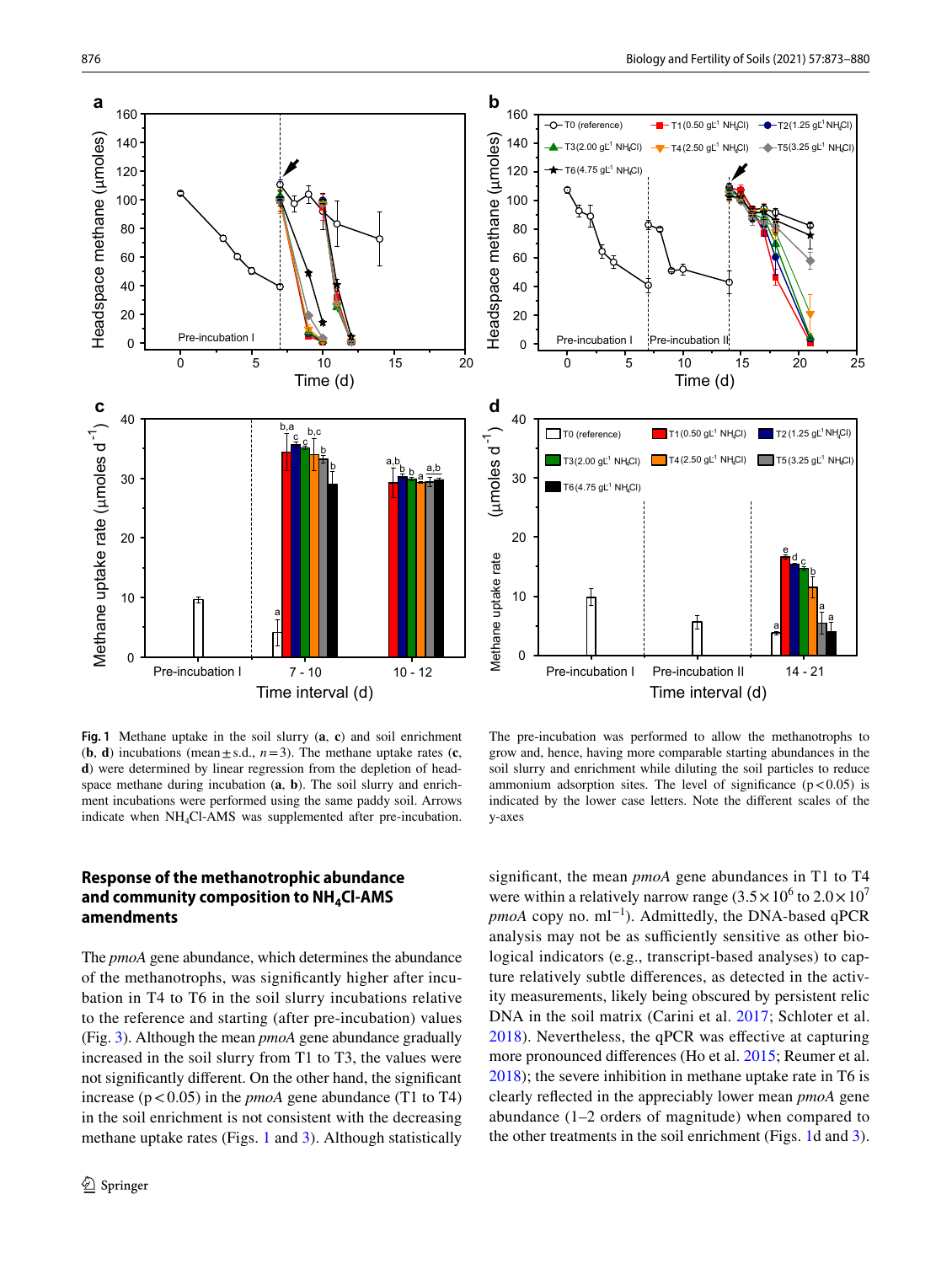**Fig. 1** Methane uptake in the soil slurry (**a**, **c**) and soil enrichment (**b**, **d**) incubations (mean ± s.d., $n = 3$). The methane uptake rates (**c**, **d**) were determined by linear regression from the depletion of headspace methane during incubation (**a**, **b**). The soil slurry and enrichment incubations were performed using the same paddy soil. Arrows indicate when $NH_4Cl$-AMS was supplemented after pre-incubation. The pre-incubation was performed to allow the methanotrophs to grow and, hence, having more comparable starting abundances in the soil slurry and enrichment while diluting the soil particles to reduce ammonium adsorption sites. The level of significance ($p < 0.05$) is indicated by the lower case letters. Note the different scales of the y-axes

## Response of the methanotrophic abundance and community composition to $NH_4Cl$-AMS amendments

The *pmoA* gene abundance, which determines the abundance of the methanotrophs, was significantly higher after incubation in T4 to T6 in the soil slurry incubations relative to the reference and starting (after pre-incubation) values (Fig. 3). Although the mean *pmoA* gene abundance gradually increased in the soil slurry from T1 to T3, the values were not significantly different. On the other hand, the significant increase ($p < 0.05$) in the *pmoA* gene abundance (T1 to T4) in the soil enrichment is not consistent with the decreasing methane uptake rates (Figs. 1 and 3). Although statistically significant, the mean *pmoA* gene abundances in T1 to T4 were within a relatively narrow range ($3.5 \times 10^6$ to $2.0 \times 10^7$ *pmoA* copy no. $ml^{-1}$). Admittedly, the DNA-based qPCR analysis may not be as sufficiently sensitive as other biological indicators (e.g., transcript-based analyses) to capture relatively subtle differences, as detected in the activity measurements, likely being obscured by persistent relic DNA in the soil matrix (Carini et al. 2017; Schloter et al. 2018). Nevertheless, the qPCR was effective at capturing more pronounced differences (Ho et al. 2015; Reumer et al. 2018); the severe inhibition in methane uptake rate in T6 is clearly reflected in the appreciably lower mean *pmoA* gene abundance (1–2 orders of magnitude) when compared to the other treatments in the soil enrichment (Figs. 1d and 3).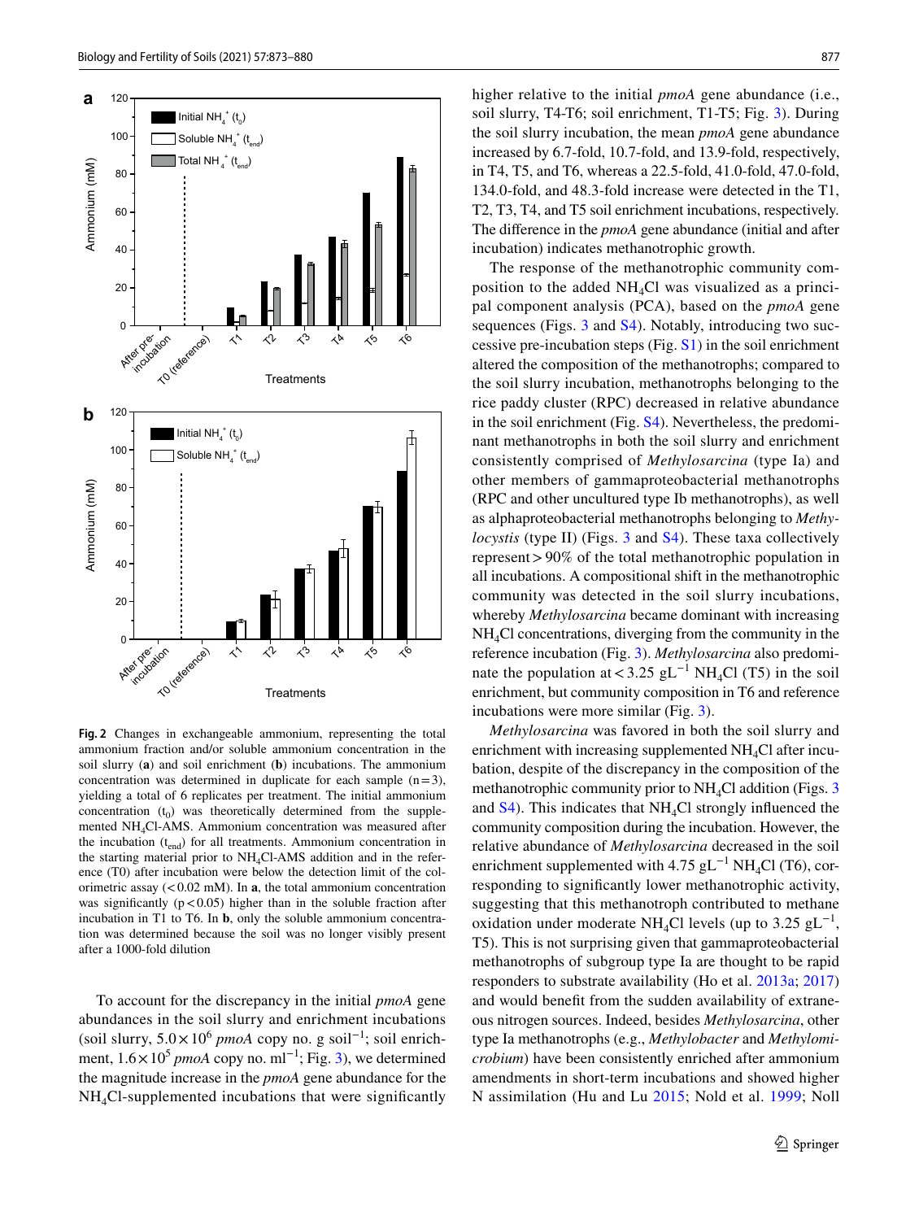**Fig. 2** Changes in exchangeable ammonium, representing the total ammonium fraction and/or soluble ammonium concentration in the soil slurry (**a**) and soil enrichment (**b**) incubations. The ammonium concentration was determined in duplicate for each sample (n = 3), yielding a total of 6 replicates per treatment. The initial ammonium concentration ($t_0$) was theoretically determined from the supplemented $NH_4Cl$-AMS. Ammonium concentration was measured after the incubation ($t_{end}$) for all treatments. Ammonium concentration in the starting material prior to $NH_4Cl$-AMS addition and in the reference (T0) after incubation were below the detection limit of the colorimetric assay (< 0.02 mM). In **a**, the total ammonium concentration was significantly ($p < 0.05$) higher than in the soluble fraction after incubation in T1 to T6. In **b**, only the soluble ammonium concentration was determined because the soil was no longer visibly present after a 1000-fold dilution

To account for the discrepancy in the initial *pmoA* gene abundances in the soil slurry and enrichment incubations (soil slurry, $5.0 \times 10^6$ *pmoA* copy no. g soil$^{-1}$; soil enrichment, $1.6 \times 10^5$ *pmoA* copy no. ml$^{-1}$; Fig. 3), we determined the magnitude increase in the *pmoA* gene abundance for the $NH_4Cl$-supplemented incubations that were significantly higher relative to the initial *pmoA* gene abundance (i.e., soil slurry, T4-T6; soil enrichment, T1-T5; Fig. 3). During the soil slurry incubation, the mean *pmoA* gene abundance increased by 6.7-fold, 10.7-fold, and 13.9-fold, respectively, in T4, T5, and T6, whereas a 22.5-fold, 41.0-fold, 47.0-fold, 134.0-fold, and 48.3-fold increase were detected in the T1, T2, T3, T4, and T5 soil enrichment incubations, respectively. The difference in the *pmoA* gene abundance (initial and after incubation) indicates methanotrophic growth.

The response of the methanotrophic community composition to the added $NH_4Cl$ was visualized as a principal component analysis (PCA), based on the *pmoA* gene sequences (Figs. 3 and S4). Notably, introducing two successive pre-incubation steps (Fig. S1) in the soil enrichment altered the composition of the methanotrophs; compared to the soil slurry incubation, methanotrophs belonging to the rice paddy cluster (RPC) decreased in relative abundance in the soil enrichment (Fig. S4). Nevertheless, the predominant methanotrophs in both the soil slurry and enrichment consistently comprised of *Methylosarcina* (type Ia) and other members of gammaproteobacterial methanotrophs (RPC and other uncultured type Ib methanotrophs), as well as alphaproteobacterial methanotrophs belonging to *Methylocystis* (type II) (Figs. 3 and S4). These taxa collectively represent > 90% of the total methanotrophic population in all incubations. A compositional shift in the methanotrophic community was detected in the soil slurry incubations, whereby *Methylosarcina* became dominant with increasing $NH_4Cl$ concentrations, diverging from the community in the reference incubation (Fig. 3). *Methylosarcina* also predominate the population at < 3.25 gL$^{-1}$ $NH_4Cl$ (T5) in the soil enrichment, but community composition in T6 and reference incubations were more similar (Fig. 3).

*Methylosarcina* was favored in both the soil slurry and enrichment with increasing supplemented $NH_4Cl$ after incubation, despite of the discrepancy in the composition of the methanotrophic community prior to $NH_4Cl$ addition (Figs. 3 and S4). This indicates that $NH_4Cl$ strongly influenced the community composition during the incubation. However, the relative abundance of *Methylosarcina* decreased in the soil enrichment supplemented with 4.75 gL$^{-1}$ $NH_4Cl$ (T6), corresponding to significantly lower methanotrophic activity, suggesting that this methanotroph contributed to methane oxidation under moderate $NH_4Cl$ levels (up to 3.25 gL$^{-1}$, T5). This is not surprising given that gammaproteobacterial methanotrophs of subgroup type Ia are thought to be rapid responders to substrate availability (Ho et al. 2013a; 2017) and would benefit from the sudden availability of extraneous nitrogen sources. Indeed, besides *Methylosarcina*, other type Ia methanotrophs (e.g., *Methylobacter* and *Methylomicrobium*) have been consistently enriched after ammonium amendments in short-term incubations and showed higher N assimilation (Hu and Lu 2015; Nold et al. 1999; Noll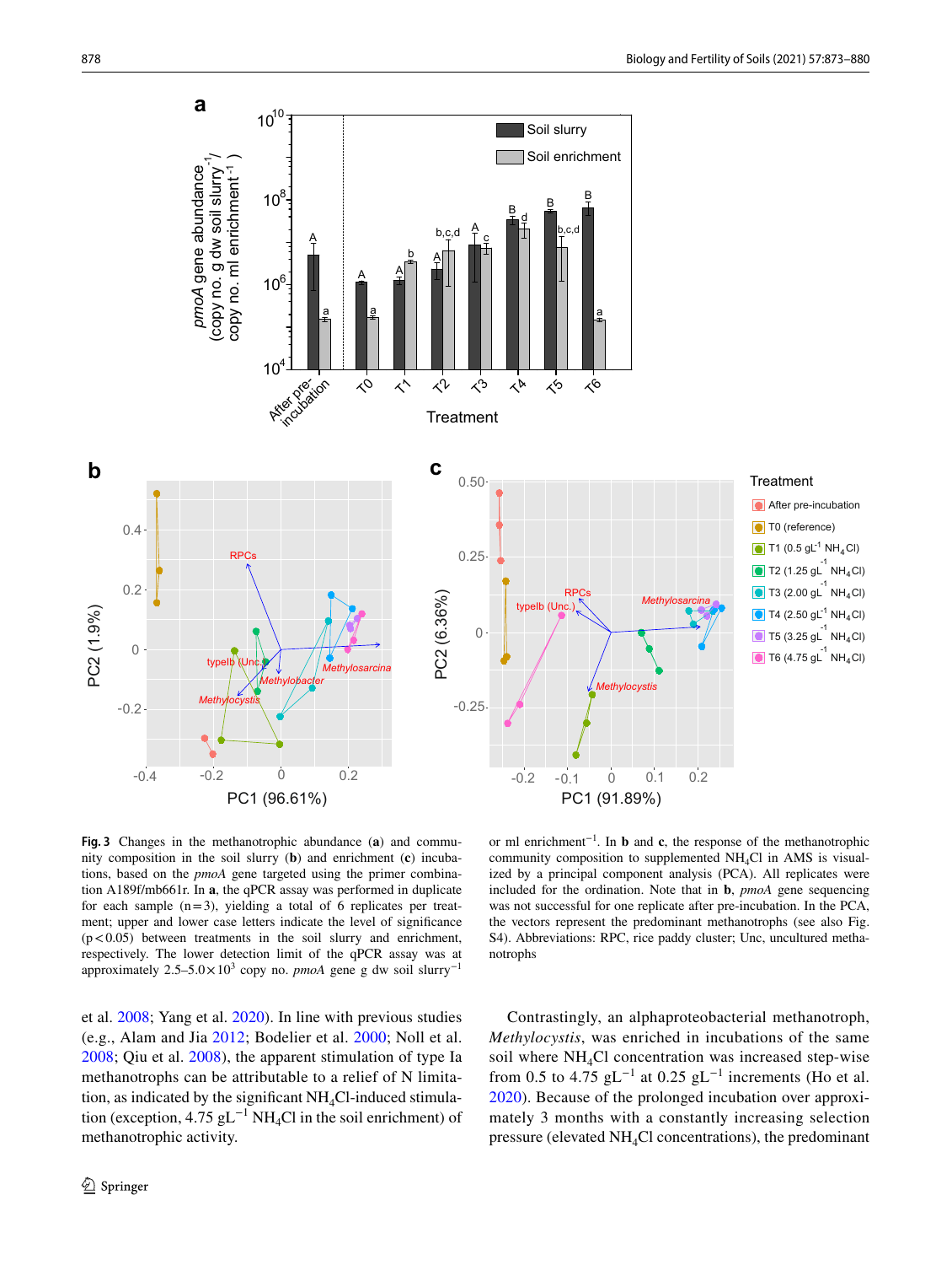**Fig. 3** Changes in the methanotrophic abundance (**a**) and community composition in the soil slurry (**b**) and enrichment (**c**) incubations, based on the *pmoA* gene targeted using the primer combination A189f/mb661r. In **a**, the qPCR assay was performed in duplicate for each sample (n = 3), yielding a total of 6 replicates per treatment; upper and lower case letters indicate the level of significance ($p < 0.05$) between treatments in the soil slurry and enrichment, respectively. The lower detection limit of the qPCR assay was at approximately $2.5–5.0 \times 10^3$ copy no. *pmoA* gene g dw soil slurry$^{-1}$ or ml enrichment$^{-1}$. In **b** and **c**, the response of the methanotrophic community composition to supplemented $NH_4Cl$ in AMS is visualized by a principal component analysis (PCA). All replicates were included for the ordination. Note that in **b**, *pmoA* gene sequencing was not successful for one replicate after pre-incubation. In the PCA, the vectors represent the predominant methanotrophs (see also Fig. S4). Abbreviations: RPC, rice paddy cluster; Unc, uncultured methanotrophs

et al. 2008; Yang et al. 2020). In line with previous studies (e.g., Alam and Jia 2012; Bodelier et al. 2000; Noll et al. 2008; Qiu et al. 2008), the apparent stimulation of type Ia methanotrophs can be attributable to a relief of N limitation, as indicated by the significant $NH_4Cl$-induced stimulation (exception, 4.75 gL$^{-1}$ $NH_4Cl$ in the soil enrichment) of methanotrophic activity.

Contrastingly, an alphaproteobacterial methanotroph, *Methylocystis*, was enriched in incubations of the same soil where $NH_4Cl$ concentration was increased step-wise from 0.5 to 4.75 gL$^{-1}$ at 0.25 gL$^{-1}$ increments (Ho et al. 2020). Because of the prolonged incubation over approximately 3 months with a constantly increasing selection pressure (elevated $NH_4Cl$ concentrations), the predominant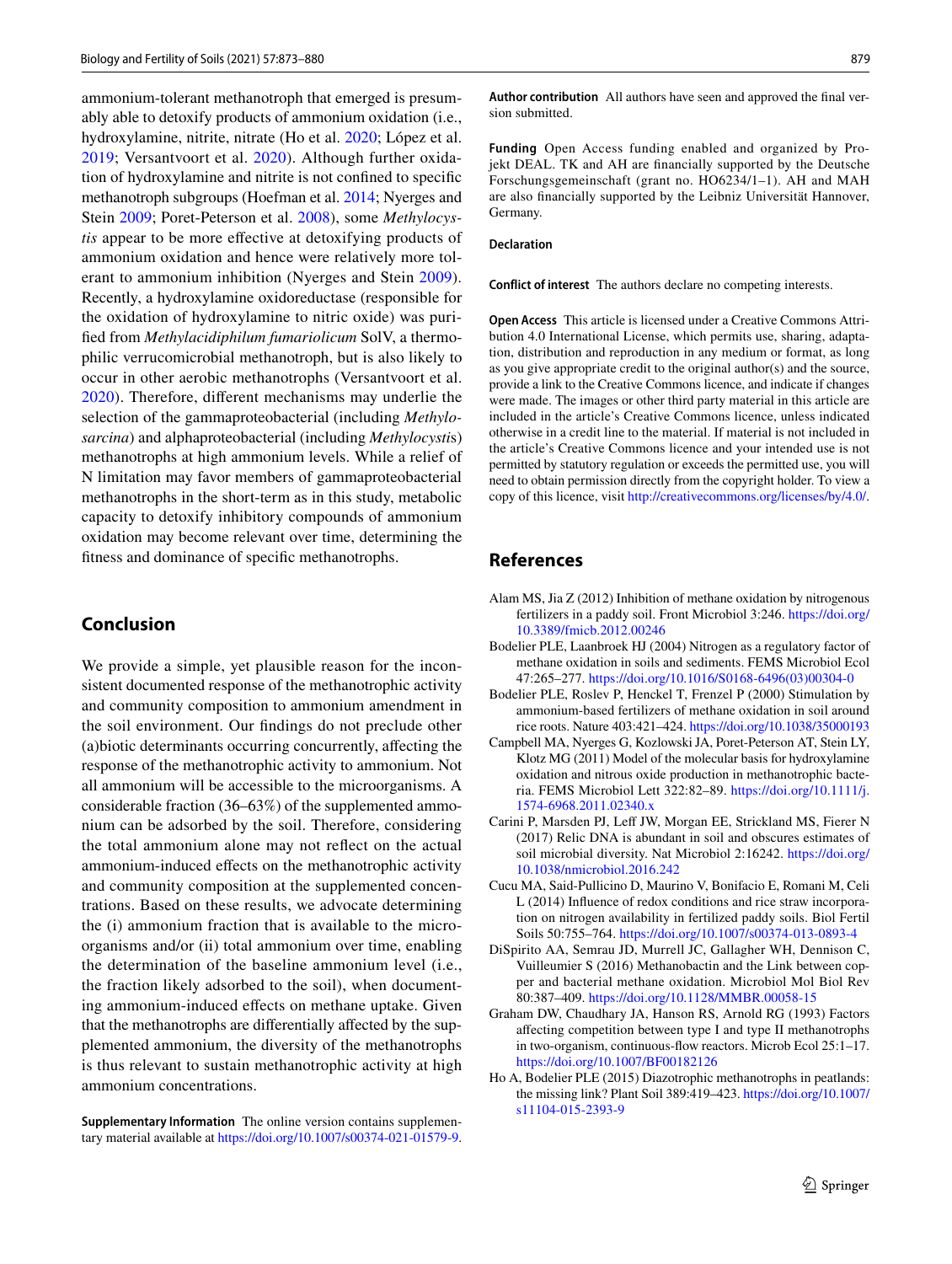ammonium-tolerant methanotroph that emerged is presumably able to detoxify products of ammonium oxidation (i.e., hydroxylamine, nitrite, nitrate (Ho et al. 2020; López et al. 2019; Versantvoort et al. 2020). Although further oxidation of hydroxylamine and nitrite is not confined to specific methanotroph subgroups (Hoefman et al. 2014; Nyerges and Stein 2009; Poret-Peterson et al. 2008), some *Methylocystis* appear to be more effective at detoxifying products of ammonium oxidation and hence were relatively more tolerant to ammonium inhibition (Nyerges and Stein 2009). Recently, a hydroxylamine oxidoreductase (responsible for the oxidation of hydroxylamine to nitric oxide) was purified from *Methylacidiphilum fumariolicum* SolV, a thermophilic verrucomicrobial methanotroph, but is also likely to occur in other aerobic methanotrophs (Versantvoort et al. 2020). Therefore, different mechanisms may underlie the selection of the gammaproteobacterial (including *Methylosarcina*) and alphaproteobacterial (including *Methylocystis*) methanotrophs at high ammonium levels. While a relief of N limitation may favor members of gammaproteobacterial methanotrophs in the short-term as in this study, metabolic capacity to detoxify inhibitory compounds of ammonium oxidation may become relevant over time, determining the fitness and dominance of specific methanotrophs.

## Conclusion

We provide a simple, yet plausible reason for the inconsistent documented response of the methanotrophic activity and community composition to ammonium amendment in the soil environment. Our findings do not preclude other (a)biotic determinants occurring concurrently, affecting the response of the methanotrophic activity to ammonium. Not all ammonium will be accessible to the microorganisms. A considerable fraction (36–63%) of the supplemented ammonium can be adsorbed by the soil. Therefore, considering the total ammonium alone may not reflect on the actual ammonium-induced effects on the methanotrophic activity and community composition at the supplemented concentrations. Based on these results, we advocate determining the (i) ammonium fraction that is available to the microorganisms and/or (ii) total ammonium over time, enabling the determination of the baseline ammonium level (i.e., the fraction likely adsorbed to the soil), when documenting ammonium-induced effects on methane uptake. Given that the methanotrophs are differentially affected by the supplemented ammonium, the diversity of the methanotrophs is thus relevant to sustain methanotrophic activity at high ammonium concentrations.

**Supplementary Information** The online version contains supplementary material available at https://doi.org/10.1007/s00374-021-01579-9.

**Author contribution** All authors have seen and approved the final version submitted.

**Funding** Open Access funding enabled and organized by Projekt DEAL. TK and AH are financially supported by the Deutsche Forschungsgemeinschaft (grant no. HO6234/1–1). AH and MAH are also financially supported by the Leibniz Universität Hannover, Germany.

**Declaration**

**Conflict of interest** The authors declare no competing interests.

**Open Access** This article is licensed under a Creative Commons Attribution 4.0 International License, which permits use, sharing, adaptation, distribution and reproduction in any medium or format, as long as you give appropriate credit to the original author(s) and the source, provide a link to the Creative Commons licence, and indicate if changes were made. The images or other third party material in this article are included in the article's Creative Commons licence, unless indicated otherwise in a credit line to the material. If material is not included in the article's Creative Commons licence and your intended use is not permitted by statutory regulation or exceeds the permitted use, you will need to obtain permission directly from the copyright holder. To view a copy of this licence, visit http://creativecommons.org/licenses/by/4.0/.

## References

Alam MS, Jia Z (2012) Inhibition of methane oxidation by nitrogenous fertilizers in a paddy soil. Front Microbiol 3:246. https://doi.org/10.3389/fmicb.2012.00246

Bodelier PLE, Laanbroek HJ (2004) Nitrogen as a regulatory factor of methane oxidation in soils and sediments. FEMS Microbiol Ecol 47:265–277. https://doi.org/10.1016/S0168-6496(03)00304-0

Bodelier PLE, Roslev P, Henckel T, Frenzel P (2000) Stimulation by ammonium-based fertilizers of methane oxidation in soil around rice roots. Nature 403:421–424. https://doi.org/10.1038/35000193

Campbell MA, Nyerges G, Kozlowski JA, Poret-Peterson AT, Stein LY, Klotz MG (2011) Model of the molecular basis for hydroxylamine oxidation and nitrous oxide production in methanotrophic bacteria. FEMS Microbiol Lett 322:82–89. https://doi.org/10.1111/j.1574-6968.2011.02340.x

Carini P, Marsden PJ, Leff JW, Morgan EE, Strickland MS, Fierer N (2017) Relic DNA is abundant in soil and obscures estimates of soil microbial diversity. Nat Microbiol 2:16242. https://doi.org/10.1038/nmicrobiol.2016.242

Cucu MA, Said-Pullicino D, Maurino V, Bonifacio E, Romani M, Celi L (2014) Influence of redox conditions and rice straw incorporation on nitrogen availability in fertilized paddy soils. Biol Fertil Soils 50:755–764. https://doi.org/10.1007/s00374-013-0893-4

DiSpirito AA, Semrau JD, Murrell JC, Gallagher WH, Dennison C, Vuilleumier S (2016) Methanobactin and the Link between copper and bacterial methane oxidation. Microbiol Mol Biol Rev 80:387–409. https://doi.org/10.1128/MMBR.00058-15

Graham DW, Chaudhary JA, Hanson RS, Arnold RG (1993) Factors affecting competition between type I and type II methanotrophs in two-organism, continuous-flow reactors. Microb Ecol 25:1–17. https://doi.org/10.1007/BF00182126

Ho A, Bodelier PLE (2015) Diazotrophic methanotrophs in peatlands: the missing link? Plant Soil 389:419–423. https://doi.org/10.1007/s11104-015-2393-9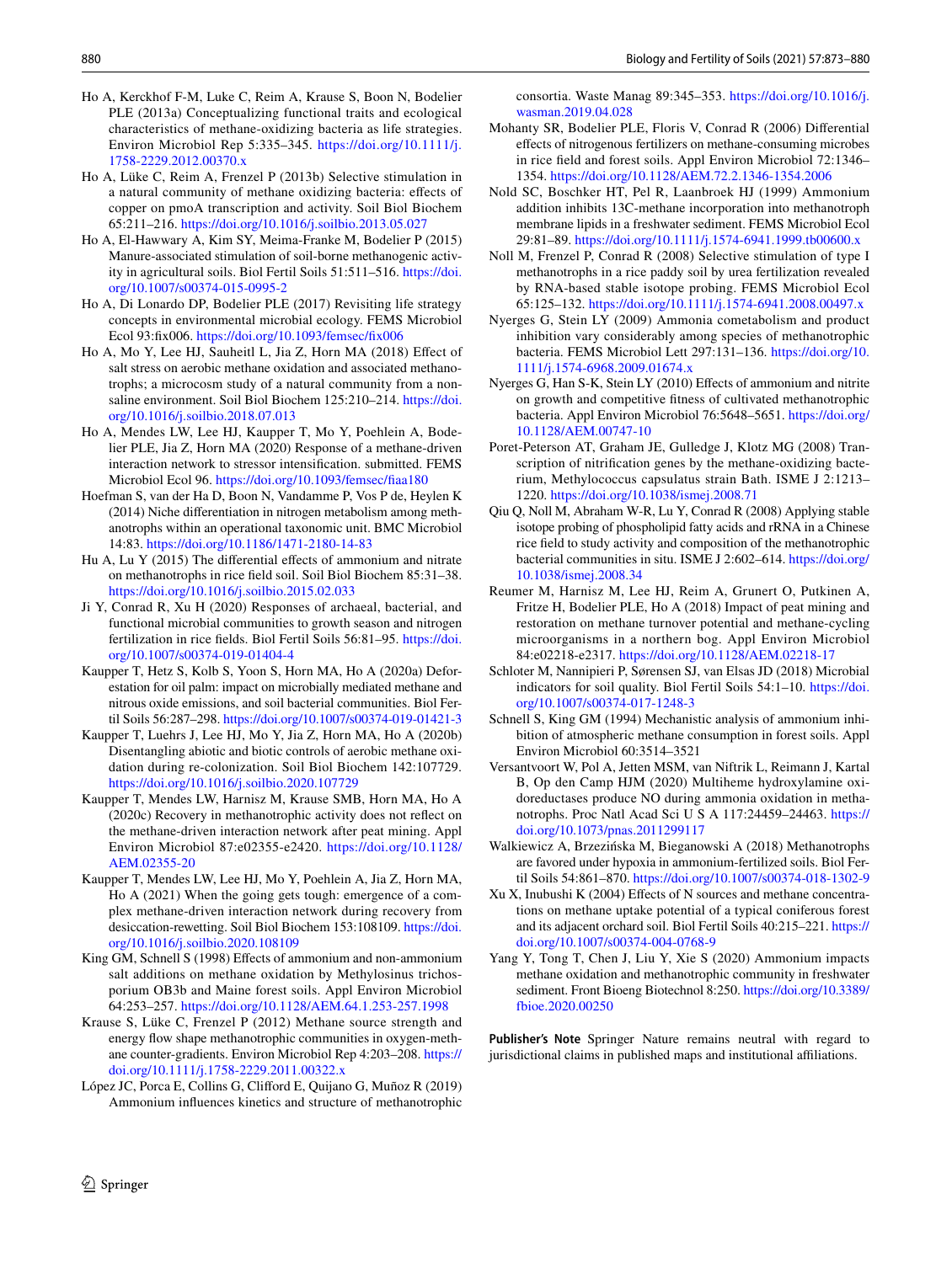Ho A, Kerckhof F-M, Luke C, Reim A, Krause S, Boon N, Bodelier PLE (2013a) Conceptualizing functional traits and ecological characteristics of methane-oxidizing bacteria as life strategies. Environ Microbiol Rep 5:335–345. https://doi.org/10.1111/j.1758-2229.2012.00370.x

Ho A, Lüke C, Reim A, Frenzel P (2013b) Selective stimulation in a natural community of methane oxidizing bacteria: effects of copper on pmoA transcription and activity. Soil Biol Biochem 65:211–216. https://doi.org/10.1016/j.soilbio.2013.05.027

Ho A, El-Hawwary A, Kim SY, Meima-Franke M, Bodelier P (2015) Manure-associated stimulation of soil-borne methanogenic activity in agricultural soils. Biol Fertil Soils 51:511–516. https://doi.org/10.1007/s00374-015-0995-2

Ho A, Di Lonardo DP, Bodelier PLE (2017) Revisiting life strategy concepts in environmental microbial ecology. FEMS Microbiol Ecol 93:fix006. https://doi.org/10.1093/femsec/fix006

Ho A, Mo Y, Lee HJ, Sauheitl L, Jia Z, Horn MA (2018) Effect of salt stress on aerobic methane oxidation and associated methanotrophs; a microcosm study of a natural community from a non-saline environment. Soil Biol Biochem 125:210–214. https://doi.org/10.1016/j.soilbio.2018.07.013

Ho A, Mendes LW, Lee HJ, Kaupper T, Mo Y, Poehlein A, Bodelier PLE, Jia Z, Horn MA (2020) Response of a methane-driven interaction network to stressor intensification. submitted. FEMS Microbiol Ecol 96. https://doi.org/10.1093/femsec/fiaa180

Hoefman S, van der Ha D, Boon N, Vandamme P, Vos P de, Heylen K (2014) Niche differentiation in nitrogen metabolism among methanotrophs within an operational taxonomic unit. BMC Microbiol 14:83. https://doi.org/10.1186/1471-2180-14-83

Hu A, Lu Y (2015) The differential effects of ammonium and nitrate on methanotrophs in rice field soil. Soil Biol Biochem 85:31–38. https://doi.org/10.1016/j.soilbio.2015.02.033

Ji Y, Conrad R, Xu H (2020) Responses of archaeal, bacterial, and functional microbial communities to growth season and nitrogen fertilization in rice fields. Biol Fertil Soils 56:81–95. https://doi.org/10.1007/s00374-019-01404-4

Kaupper T, Hetz S, Kolb S, Yoon S, Horn MA, Ho A (2020a) Deforestation for oil palm: impact on microbially mediated methane and nitrous oxide emissions, and soil bacterial communities. Biol Fertil Soils 56:287–298. https://doi.org/10.1007/s00374-019-01421-3

Kaupper T, Luehrs J, Lee HJ, Mo Y, Jia Z, Horn MA, Ho A (2020b) Disentangling abiotic and biotic controls of aerobic methane oxidation during re-colonization. Soil Biol Biochem 142:107729. https://doi.org/10.1016/j.soilbio.2020.107729

Kaupper T, Mendes LW, Harnisz M, Krause SMB, Horn MA, Ho A (2020c) Recovery in methanotrophic activity does not reflect on the methane-driven interaction network after peat mining. Appl Environ Microbiol 87:e02355-e2420. https://doi.org/10.1128/AEM.02355-20

Kaupper T, Mendes LW, Lee HJ, Mo Y, Poehlein A, Jia Z, Horn MA, Ho A (2021) When the going gets tough: emergence of a complex methane-driven interaction network during recovery from desiccation-rewetting. Soil Biol Biochem 153:108109. https://doi.org/10.1016/j.soilbio.2020.108109

King GM, Schnell S (1998) Effects of ammonium and non-ammonium salt additions on methane oxidation by Methylosinus trichosporium OB3b and Maine forest soils. Appl Environ Microbiol 64:253–257. https://doi.org/10.1128/AEM.64.1.253-257.1998

Krause S, Lüke C, Frenzel P (2012) Methane source strength and energy flow shape methanotrophic communities in oxygen-methane counter-gradients. Environ Microbiol Rep 4:203–208. https://doi.org/10.1111/j.1758-2229.2011.00322.x

López JC, Porca E, Collins G, Clifford E, Quijano G, Muñoz R (2019) Ammonium influences kinetics and structure of methanotrophic consortia. Waste Manag 89:345–353. https://doi.org/10.1016/j.wasman.2019.04.028

Mohanty SR, Bodelier PLE, Floris V, Conrad R (2006) Differential effects of nitrogenous fertilizers on methane-consuming microbes in rice field and forest soils. Appl Environ Microbiol 72:1346–1354. https://doi.org/10.1128/AEM.72.2.1346-1354.2006

Nold SC, Boschker HT, Pel R, Laanbroek HJ (1999) Ammonium addition inhibits 13C-methane incorporation into methanotroph membrane lipids in a freshwater sediment. FEMS Microbiol Ecol 29:81–89. https://doi.org/10.1111/j.1574-6941.1999.tb00600.x

Noll M, Frenzel P, Conrad R (2008) Selective stimulation of type I methanotrophs in a rice paddy soil by urea fertilization revealed by RNA-based stable isotope probing. FEMS Microbiol Ecol 65:125–132. https://doi.org/10.1111/j.1574-6941.2008.00497.x

Nyerges G, Stein LY (2009) Ammonia cometabolism and product inhibition vary considerably among species of methanotrophic bacteria. FEMS Microbiol Lett 297:131–136. https://doi.org/10.1111/j.1574-6968.2009.01674.x

Nyerges G, Han S-K, Stein LY (2010) Effects of ammonium and nitrite on growth and competitive fitness of cultivated methanotrophic bacteria. Appl Environ Microbiol 76:5648–5651. https://doi.org/10.1128/AEM.00747-10

Poret-Peterson AT, Graham JE, Gulledge J, Klotz MG (2008) Transcription of nitrification genes by the methane-oxidizing bacterium, Methylococcus capsulatus strain Bath. ISME J 2:1213–1220. https://doi.org/10.1038/ismej.2008.71

Qiu Q, Noll M, Abraham W-R, Lu Y, Conrad R (2008) Applying stable isotope probing of phospholipid fatty acids and rRNA in a Chinese rice field to study activity and composition of the methanotrophic bacterial communities in situ. ISME J 2:602–614. https://doi.org/10.1038/ismej.2008.34

Reumer M, Harnisz M, Lee HJ, Reim A, Grunert O, Putkinen A, Fritze H, Bodelier PLE, Ho A (2018) Impact of peat mining and restoration on methane turnover potential and methane-cycling microorganisms in a northern bog. Appl Environ Microbiol 84:e02218-e2317. https://doi.org/10.1128/AEM.02218-17

Schloter M, Nannipieri P, Sørensen SJ, van Elsas JD (2018) Microbial indicators for soil quality. Biol Fertil Soils 54:1–10. https://doi.org/10.1007/s00374-017-1248-3

Schnell S, King GM (1994) Mechanistic analysis of ammonium inhibition of atmospheric methane consumption in forest soils. Appl Environ Microbiol 60:3514–3521

Versantvoort W, Pol A, Jetten MSM, van Niftrik L, Reimann J, Kartal B, Op den Camp HJM (2020) Multiheme hydroxylamine oxidoreductases produce NO during ammonia oxidation in methanotrophs. Proc Natl Acad Sci U S A 117:24459–24463. https://doi.org/10.1073/pnas.2011299117

Walkiewicz A, Brzezińska M, Bieganowski A (2018) Methanotrophs are favored under hypoxia in ammonium-fertilized soils. Biol Fertil Soils 54:861–870. https://doi.org/10.1007/s00374-018-1302-9

Xu X, Inubushi K (2004) Effects of N sources and methane concentrations on methane uptake potential of a typical coniferous forest and its adjacent orchard soil. Biol Fertil Soils 40:215–221. https://doi.org/10.1007/s00374-004-0768-9

Yang Y, Tong T, Chen J, Liu Y, Xie S (2020) Ammonium impacts methane oxidation and methanotrophic community in freshwater sediment. Front Bioeng Biotechnol 8:250. https://doi.org/10.3389/fbioe.2020.00250

**Publisher's Note** Springer Nature remains neutral with regard to jurisdictional claims in published maps and institutional affiliations.